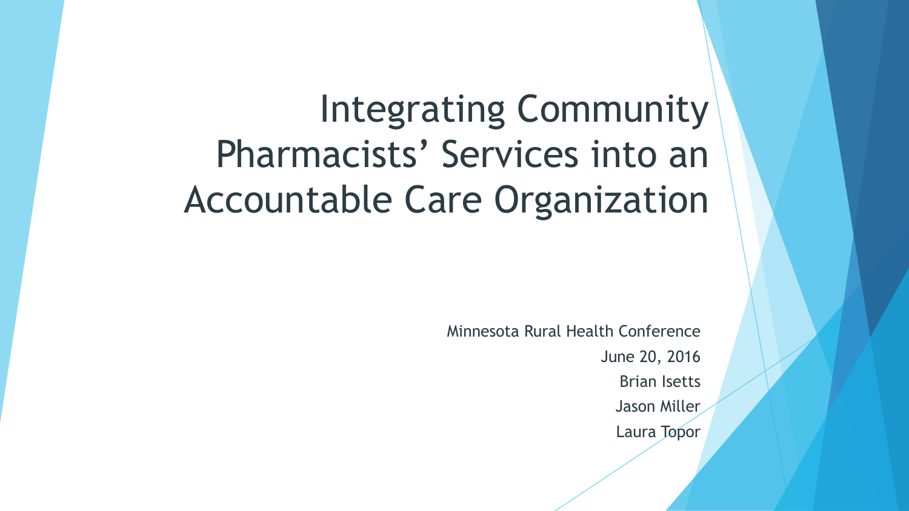# Integrating Community Pharmacists' Services into an Accountable Care Organization

Minnesota Rural Health Conference

June 20, 2016

Brian Isetts

Jason Miller

Laura Topor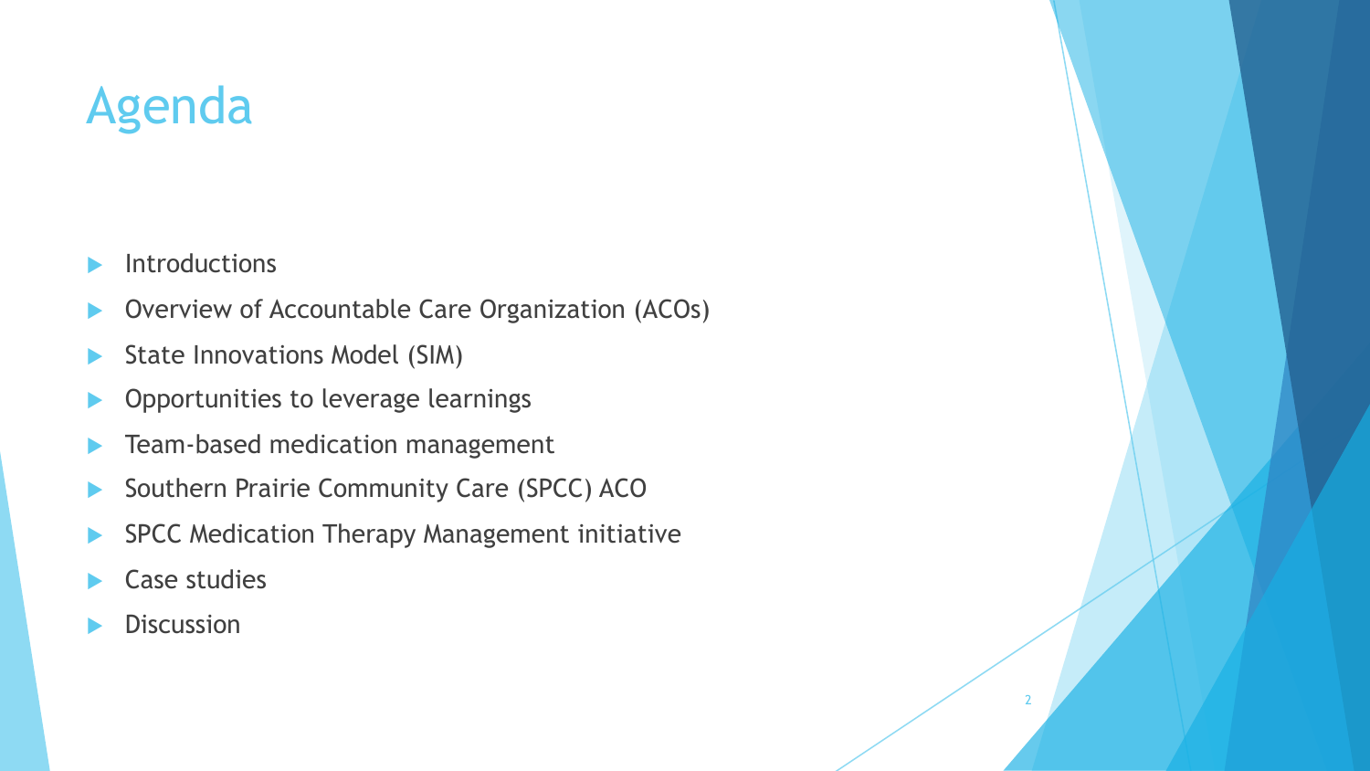# Agenda

- Introductions
- Overview of Accountable Care Organization (ACOs)
- State Innovations Model (SIM)
- Opportunities to leverage learnings
- Team-based medication management
- Southern Prairie Community Care (SPCC) ACO
- SPCC Medication Therapy Management initiative
- Case studies
- Discussion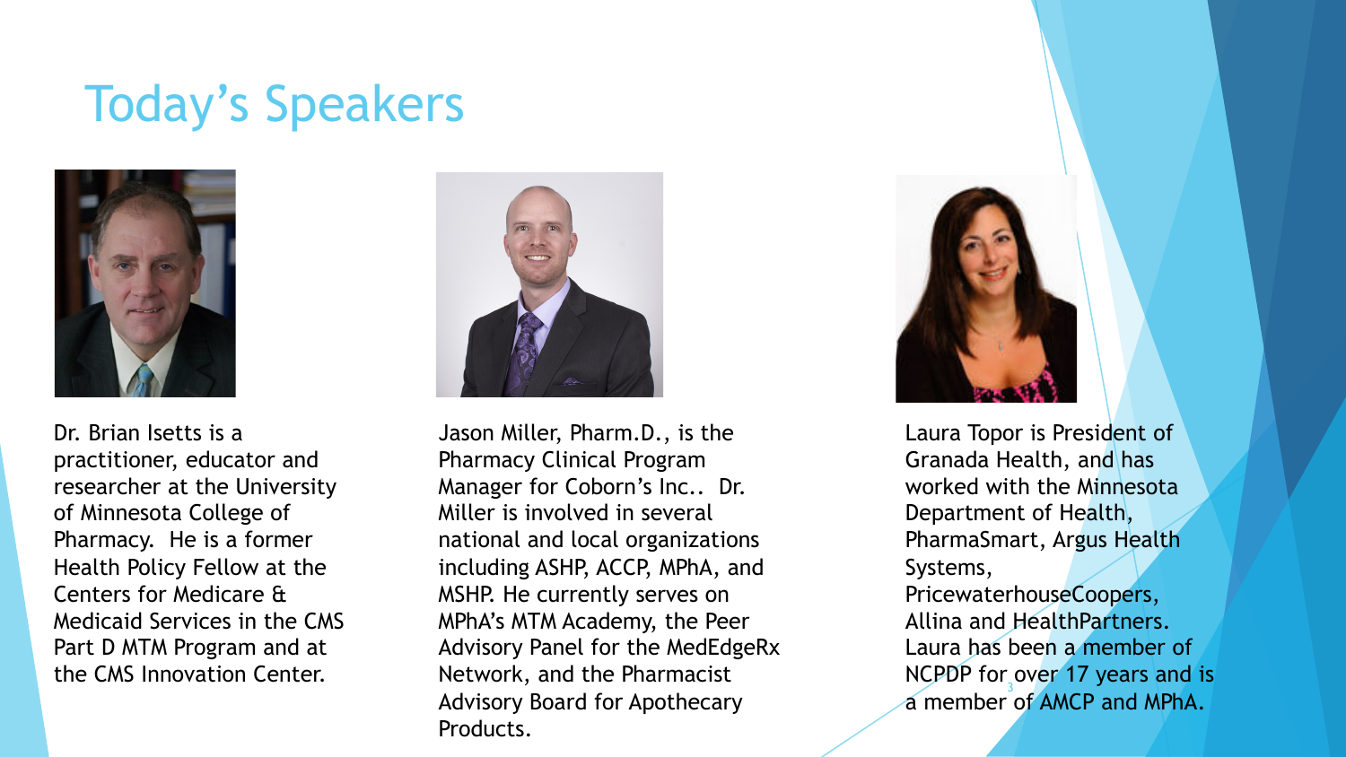# Today's Speakers

Dr. Brian Isetts is a practitioner, educator and researcher at the University of Minnesota College of Pharmacy. He is a former Health Policy Fellow at the Centers for Medicare & Medicaid Services in the CMS Part D MTM Program and at the CMS Innovation Center.

Jason Miller, Pharm.D., is the Pharmacy Clinical Program Manager for Coborn's Inc.. Dr. Miller is involved in several national and local organizations including ASHP, ACCP, MPhA, and MSHP. He currently serves on MPhA's MTM Academy, the Peer Advisory Panel for the MedEdgeRx Network, and the Pharmacist Advisory Board for Apothecary Products.

Laura Topor is President of Granada Health, and has worked with the Minnesota Department of Health, PharmaSmart, Argus Health Systems, PricewaterhouseCoopers, Allina and HealthPartners. Laura has been a member of NCPDP for over 17 years and is a member of AMCP and MPhA.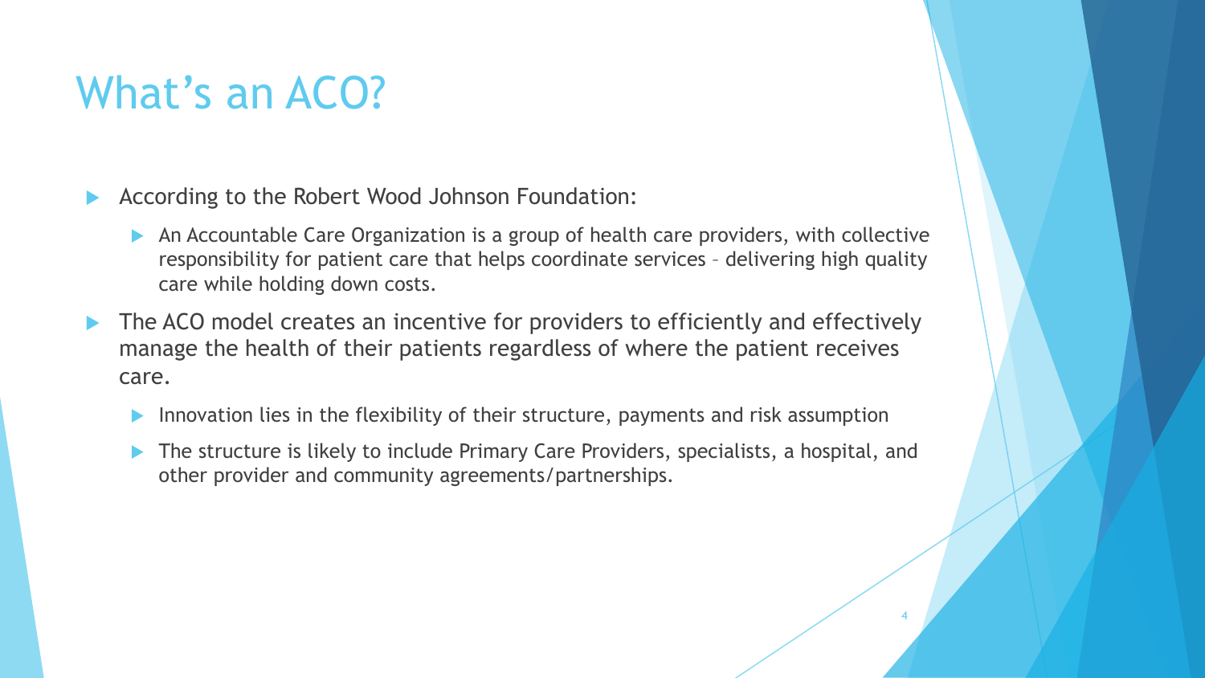# What's an ACO?

- According to the Robert Wood Johnson Foundation:
  - An Accountable Care Organization is a group of health care providers, with collective responsibility for patient care that helps coordinate services – delivering high quality care while holding down costs.
- The ACO model creates an incentive for providers to efficiently and effectively manage the health of their patients regardless of where the patient receives care.
  - Innovation lies in the flexibility of their structure, payments and risk assumption
  - The structure is likely to include Primary Care Providers, specialists, a hospital, and other provider and community agreements/partnerships.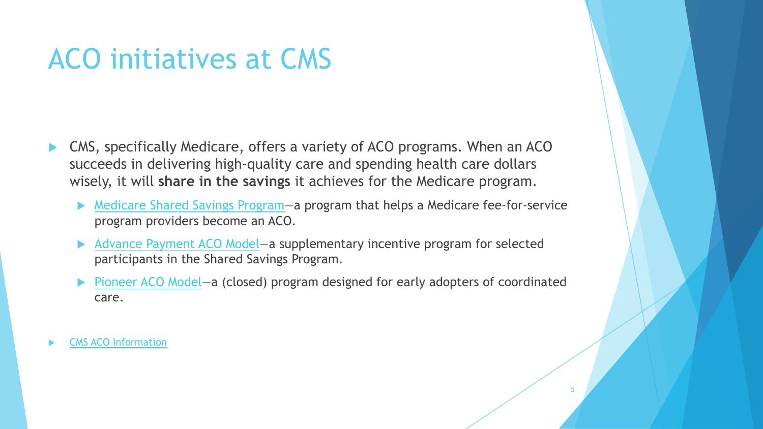# ACO initiatives at CMS

- CMS, specifically Medicare, offers a variety of ACO programs. When an ACO succeeds in delivering high-quality care and spending health care dollars wisely, it will **share in the savings** it achieves for the Medicare program.
  - Medicare Shared Savings Program—a program that helps a Medicare fee-for-service program providers become an ACO.
  - Advance Payment ACO Model—a supplementary incentive program for selected participants in the Shared Savings Program.
  - Pioneer ACO Model—a (closed) program designed for early adopters of coordinated care.

- CMS ACO Information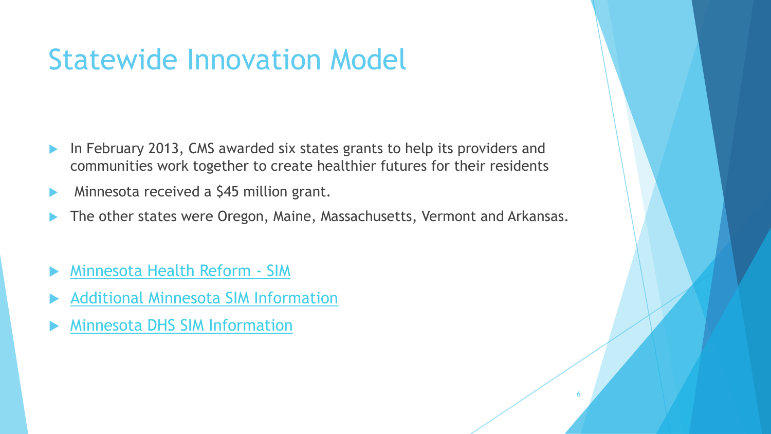# Statewide Innovation Model

- In February 2013, CMS awarded six states grants to help its providers and communities work together to create healthier futures for their residents
- Minnesota received a $45 million grant.
- The other states were Oregon, Maine, Massachusetts, Vermont and Arkansas.

- Minnesota Health Reform - SIM
- Additional Minnesota SIM Information
- Minnesota DHS SIM Information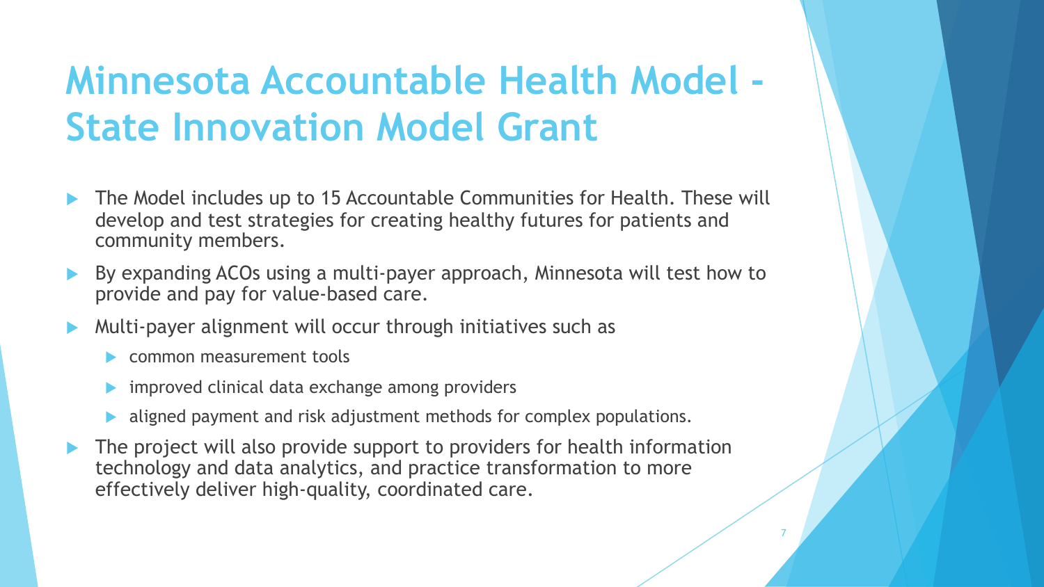# Minnesota Accountable Health Model - State Innovation Model Grant

- The Model includes up to 15 Accountable Communities for Health. These will develop and test strategies for creating healthy futures for patients and community members.
- By expanding ACOs using a multi-payer approach, Minnesota will test how to provide and pay for value-based care.
- Multi-payer alignment will occur through initiatives such as
  - common measurement tools
  - improved clinical data exchange among providers
  - aligned payment and risk adjustment methods for complex populations.
- The project will also provide support to providers for health information technology and data analytics, and practice transformation to more effectively deliver high-quality, coordinated care.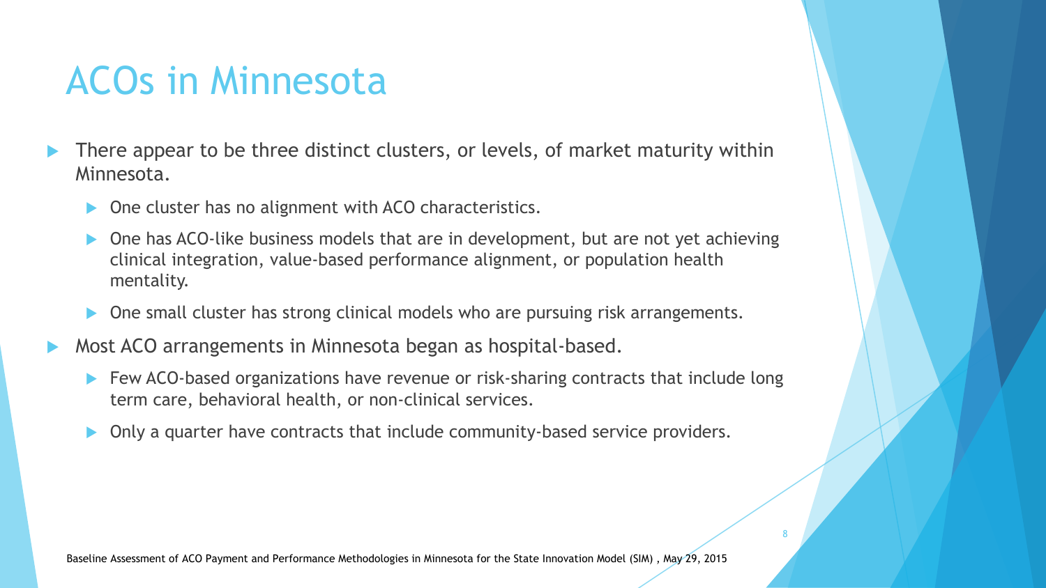# ACOs in Minnesota

- There appear to be three distinct clusters, or levels, of market maturity within Minnesota.
  - One cluster has no alignment with ACO characteristics.
  - One has ACO-like business models that are in development, but are not yet achieving clinical integration, value-based performance alignment, or population health mentality.
  - One small cluster has strong clinical models who are pursuing risk arrangements.
- Most ACO arrangements in Minnesota began as hospital-based.
  - Few ACO-based organizations have revenue or risk-sharing contracts that include long term care, behavioral health, or non-clinical services.
  - Only a quarter have contracts that include community-based service providers.

Baseline Assessment of ACO Payment and Performance Methodologies in Minnesota for the State Innovation Model (SIM) , May 29, 2015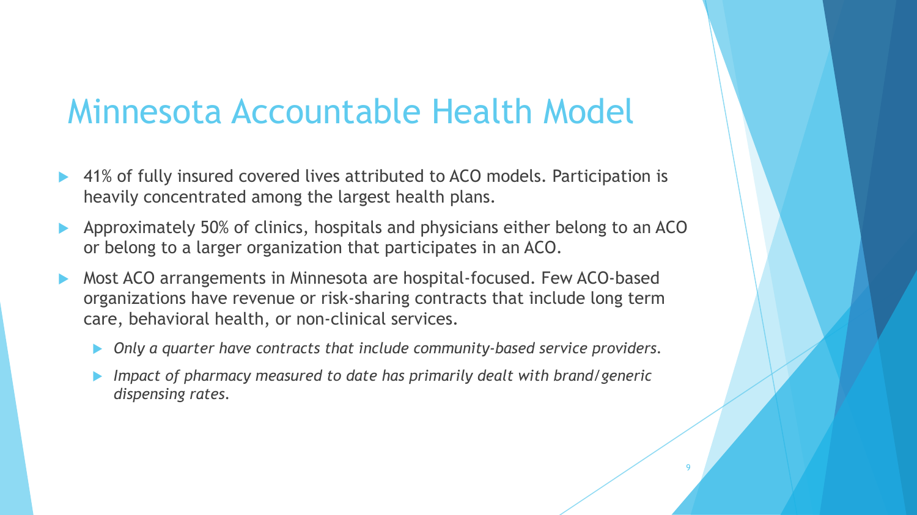# Minnesota Accountable Health Model

- 41% of fully insured covered lives attributed to ACO models. Participation is heavily concentrated among the largest health plans.
- Approximately 50% of clinics, hospitals and physicians either belong to an ACO or belong to a larger organization that participates in an ACO.
- Most ACO arrangements in Minnesota are hospital-focused. Few ACO-based organizations have revenue or risk-sharing contracts that include long term care, behavioral health, or non-clinical services.
  - *Only a quarter have contracts that include community-based service providers.*
  - *Impact of pharmacy measured to date has primarily dealt with brand/generic dispensing rates.*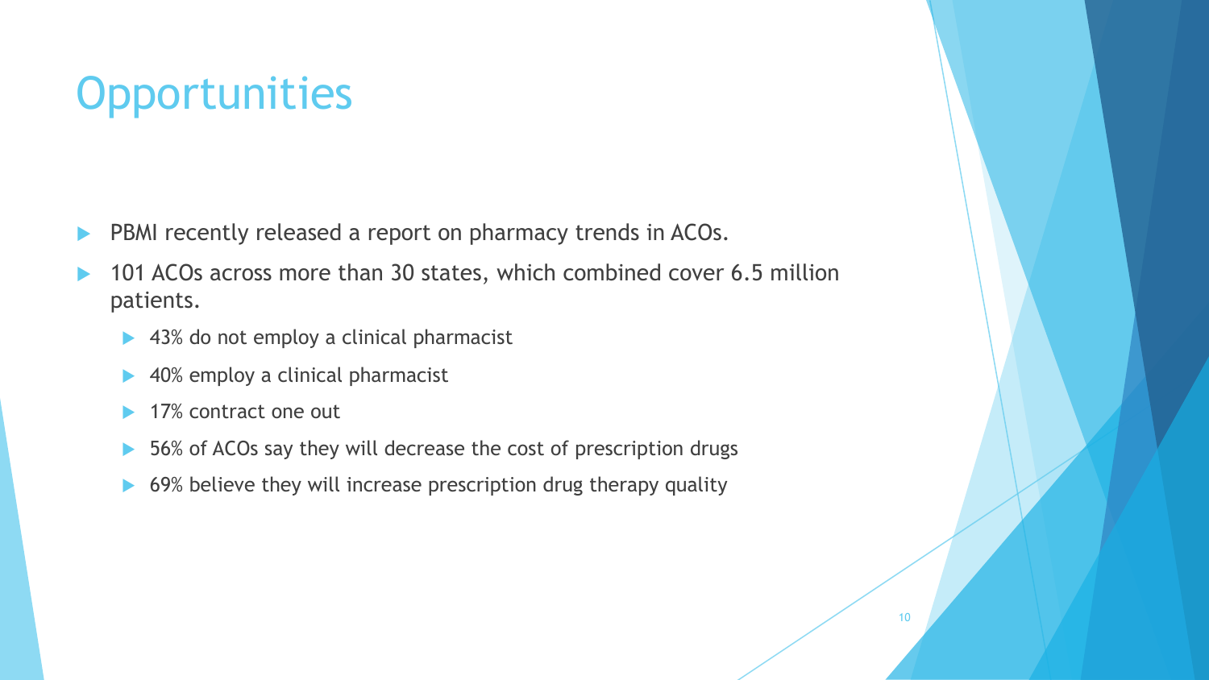# Opportunities

- PBMI recently released a report on pharmacy trends in ACOs.
- 101 ACOs across more than 30 states, which combined cover 6.5 million patients.
  - 43% do not employ a clinical pharmacist
  - 40% employ a clinical pharmacist
  - 17% contract one out
  - 56% of ACOs say they will decrease the cost of prescription drugs
  - 69% believe they will increase prescription drug therapy quality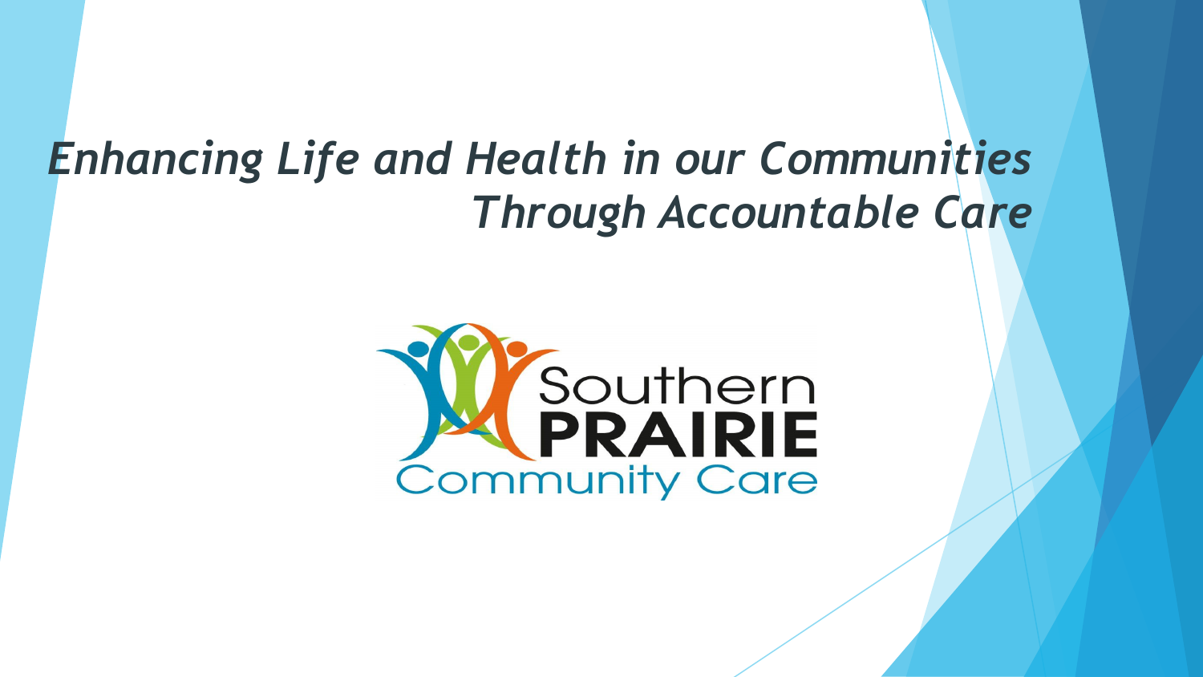# *Enhancing Life and Health in our Communities Through Accountable Care*

Southern
PRAIRIE
Community Care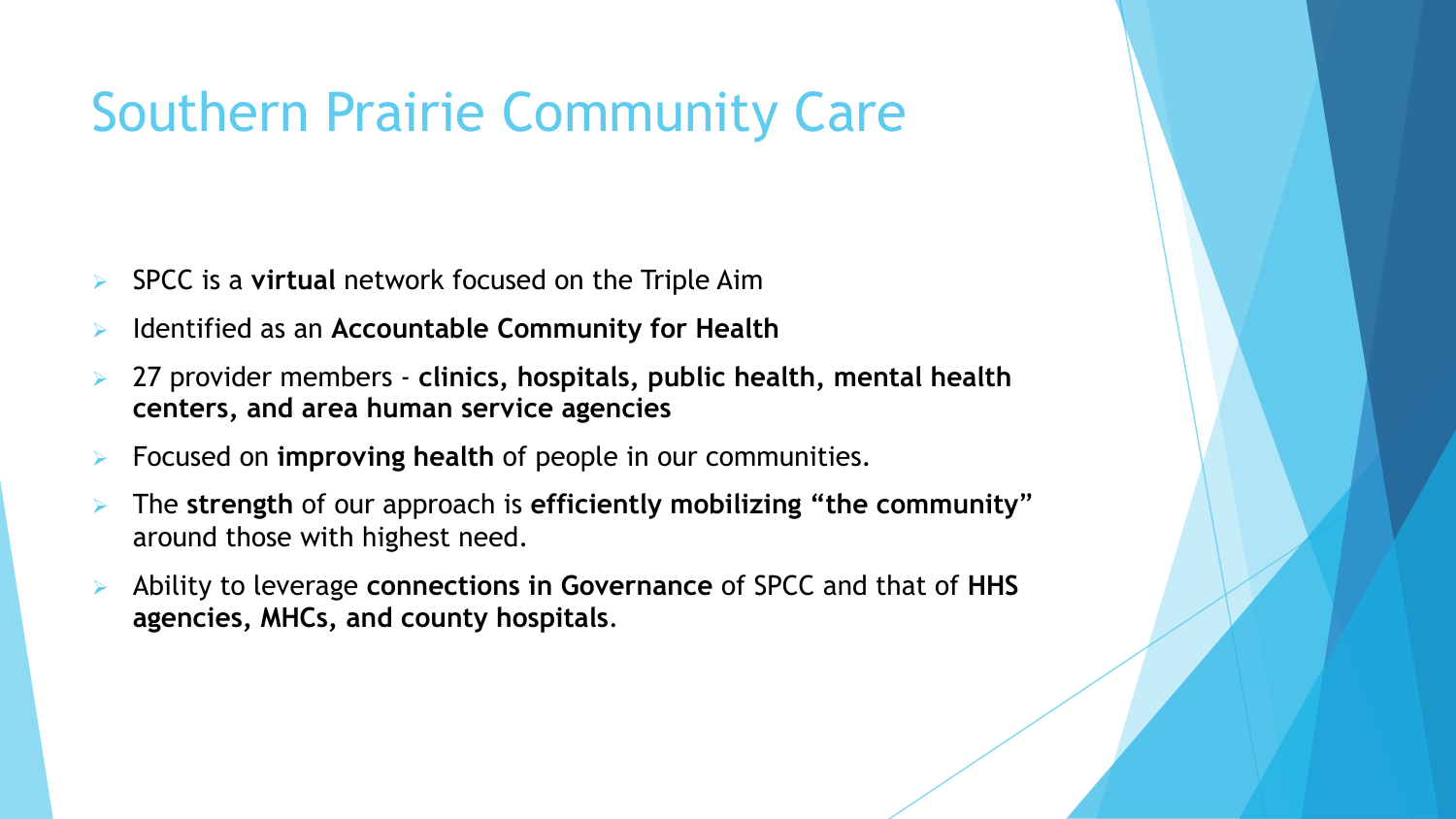# Southern Prairie Community Care

- SPCC is a **virtual** network focused on the Triple Aim
- Identified as an **Accountable Community for Health**
- 27 provider members - **clinics, hospitals, public health, mental health centers, and area human service agencies**
- Focused on **improving health** of people in our communities.
- The **strength** of our approach is **efficiently mobilizing "the community"** around those with highest need.
- Ability to leverage **connections in Governance** of SPCC and that of **HHS agencies, MHCs, and county hospitals**.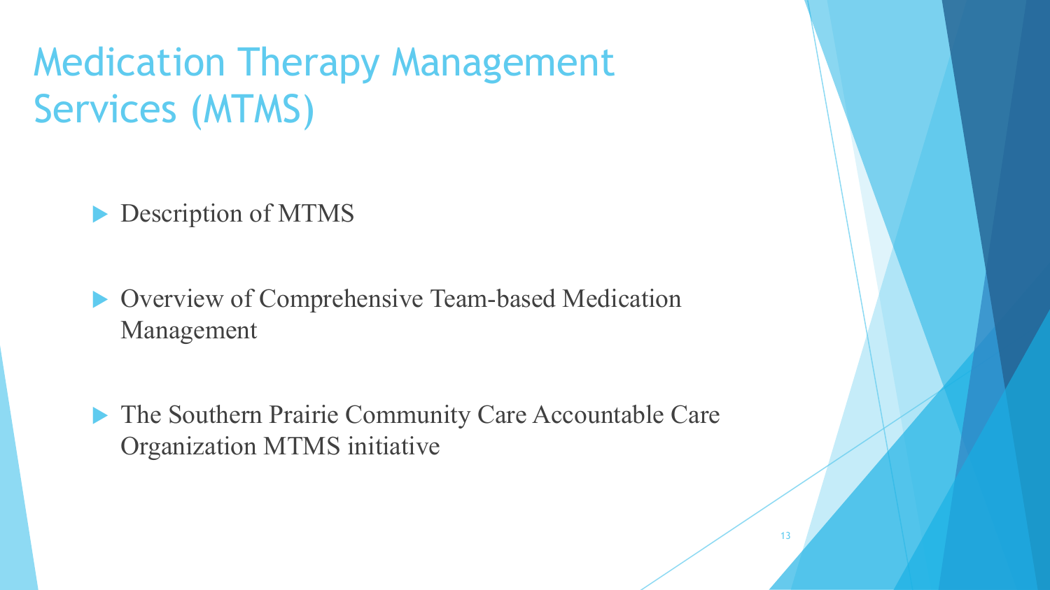# Medication Therapy Management Services (MTMS)

- Description of MTMS
- Overview of Comprehensive Team-based Medication Management
- The Southern Prairie Community Care Accountable Care Organization MTMS initiative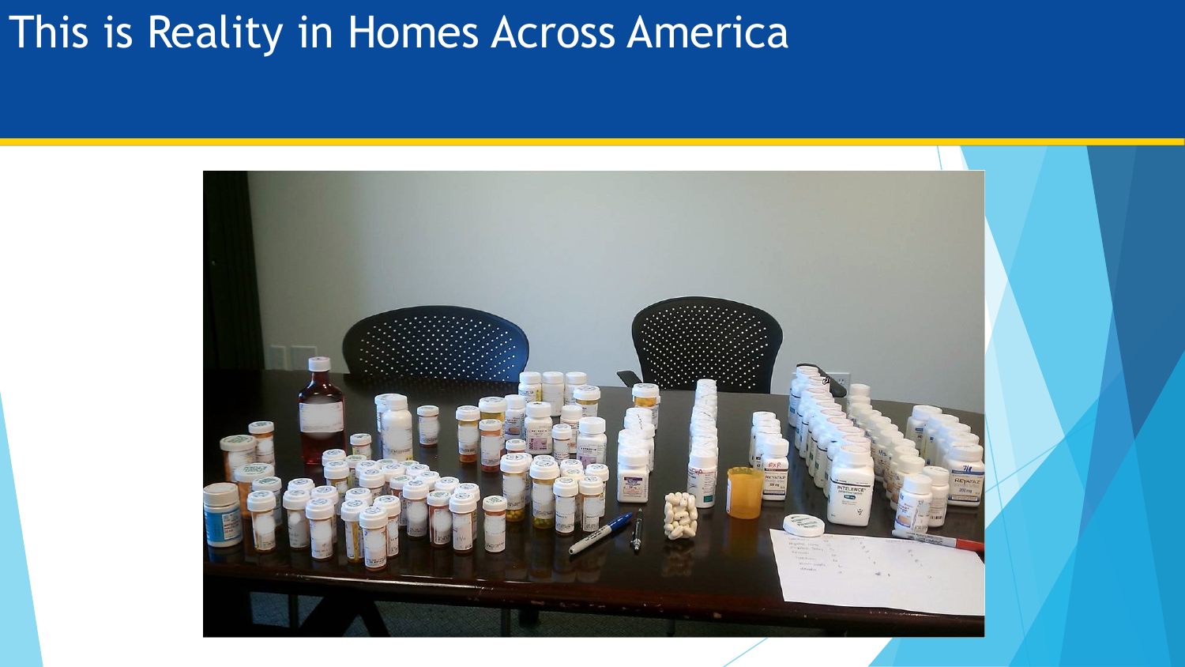# This is Reality in Homes Across America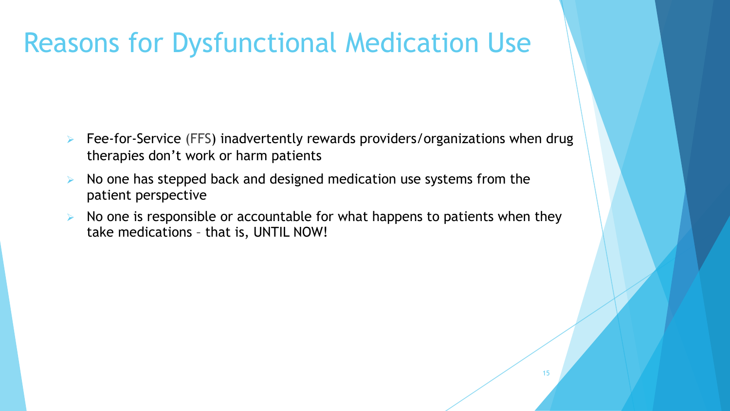# Reasons for Dysfunctional Medication Use

- Fee-for-Service (FFS) inadvertently rewards providers/organizations when drug therapies don't work or harm patients
- No one has stepped back and designed medication use systems from the patient perspective
- No one is responsible or accountable for what happens to patients when they take medications – that is, UNTIL NOW!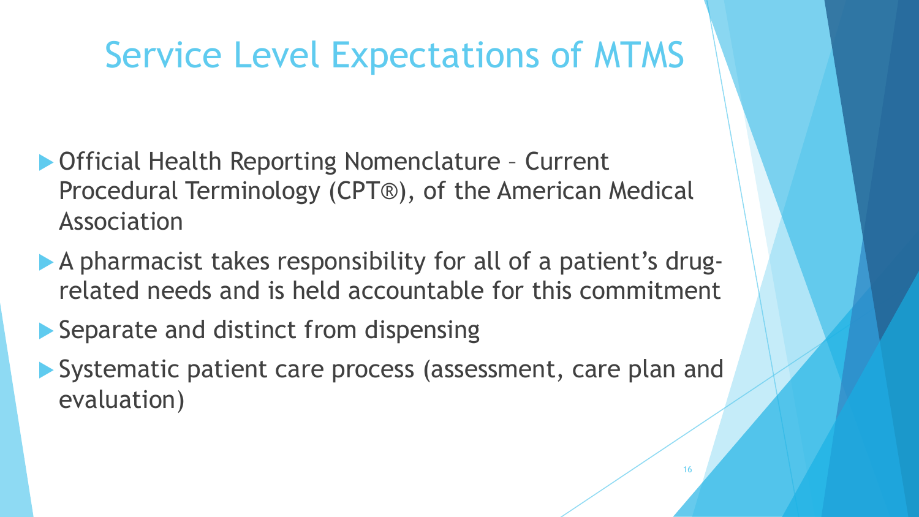# Service Level Expectations of MTMS

- Official Health Reporting Nomenclature – Current Procedural Terminology (CPT®), of the American Medical Association
- A pharmacist takes responsibility for all of a patient's drug-related needs and is held accountable for this commitment
- Separate and distinct from dispensing
- Systematic patient care process (assessment, care plan and evaluation)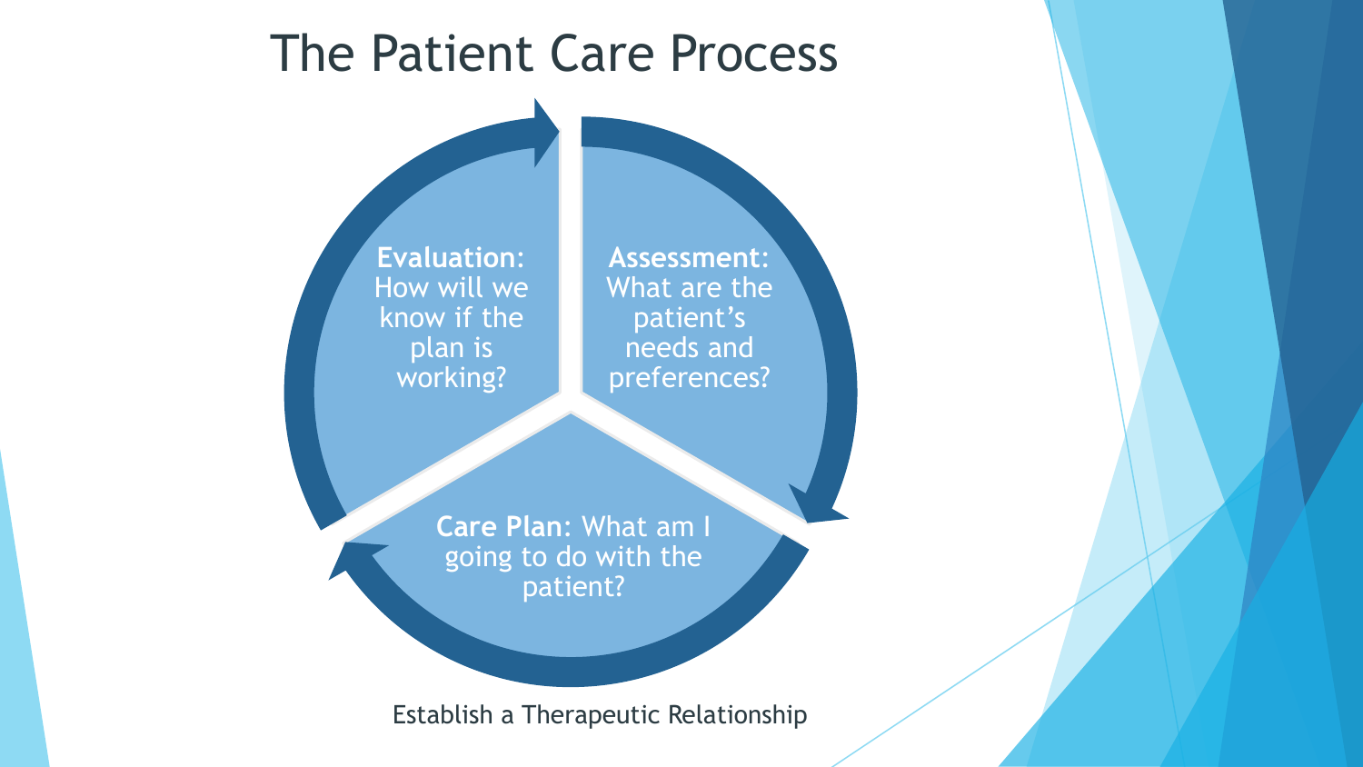# The Patient Care Process

**Assessment:** What are the patient's needs and preferences?

**Care Plan**: What am I going to do with the patient?

**Evaluation:** How will we know if the plan is working?

Establish a Therapeutic Relationship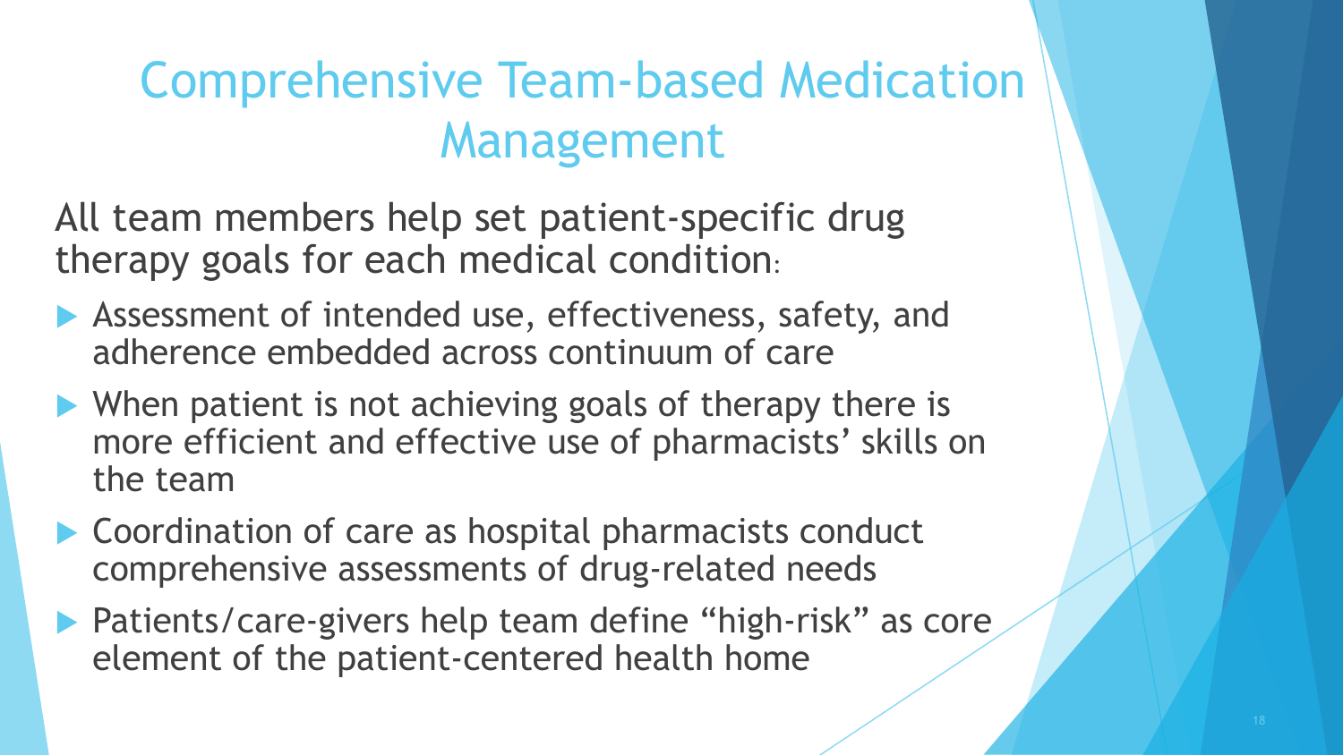# Comprehensive Team-based Medication Management

All team members help set patient-specific drug therapy goals for each medical condition:

- Assessment of intended use, effectiveness, safety, and adherence embedded across continuum of care
- When patient is not achieving goals of therapy there is more efficient and effective use of pharmacists' skills on the team
- Coordination of care as hospital pharmacists conduct comprehensive assessments of drug-related needs
- Patients/care-givers help team define "high-risk" as core element of the patient-centered health home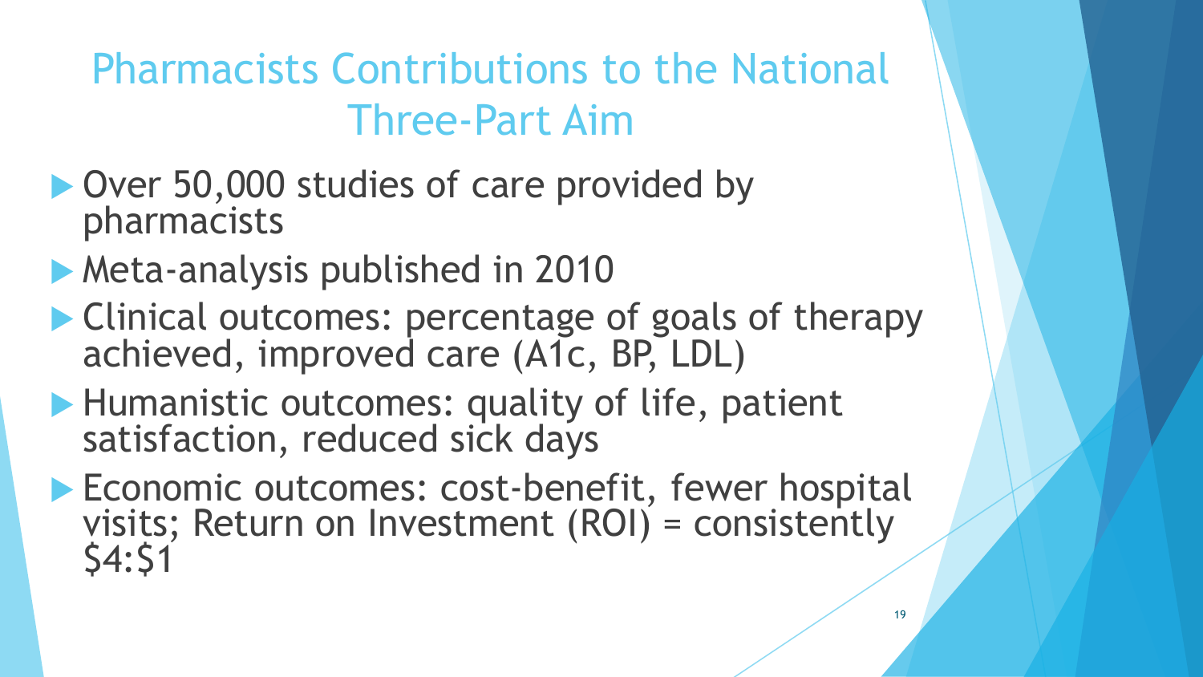# Pharmacists Contributions to the National Three-Part Aim

- Over 50,000 studies of care provided by pharmacists
- Meta-analysis published in 2010
- Clinical outcomes: percentage of goals of therapy achieved, improved care (A1c, BP, LDL)
- Humanistic outcomes: quality of life, patient satisfaction, reduced sick days
- Economic outcomes: cost-benefit, fewer hospital visits; Return on Investment (ROI) = consistently $4:$1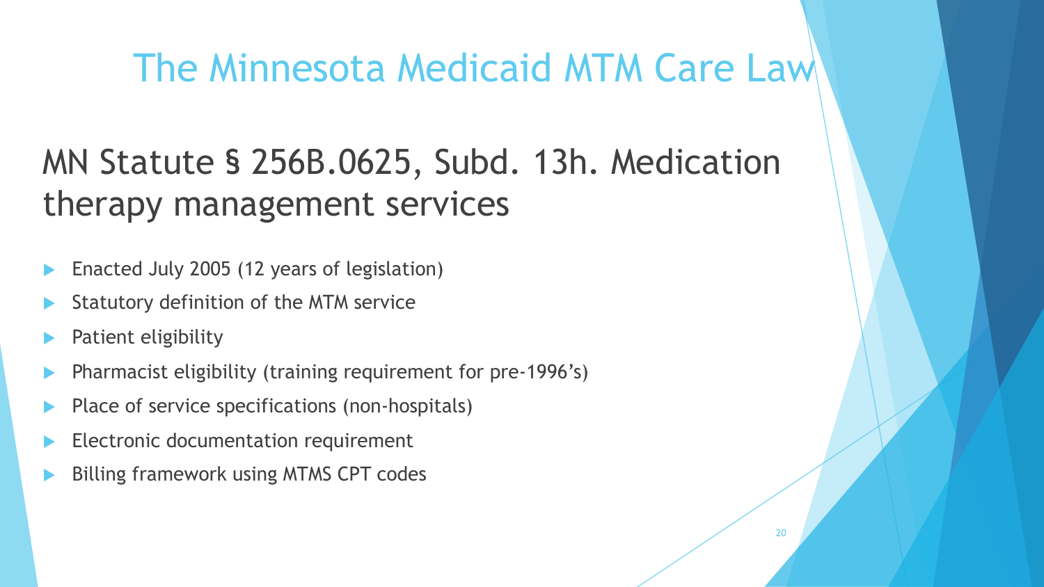# The Minnesota Medicaid MTM Care Law

## MN Statute § 256B.0625, Subd. 13h. Medication therapy management services

- Enacted July 2005 (12 years of legislation)
- Statutory definition of the MTM service
- Patient eligibility
- Pharmacist eligibility (training requirement for pre-1996's)
- Place of service specifications (non-hospitals)
- Electronic documentation requirement
- Billing framework using MTMS CPT codes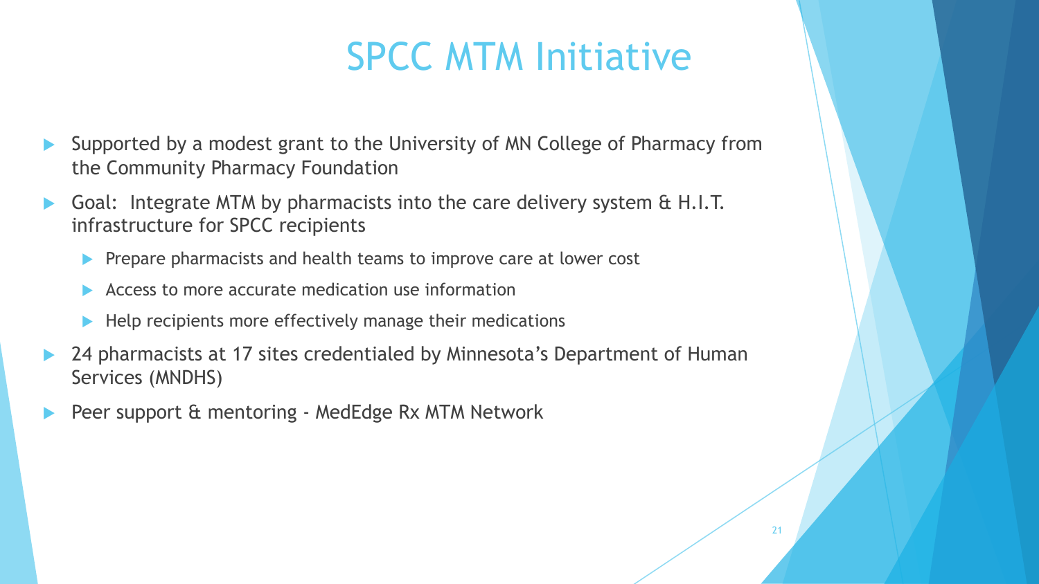# SPCC MTM Initiative

- Supported by a modest grant to the University of MN College of Pharmacy from the Community Pharmacy Foundation
- Goal: Integrate MTM by pharmacists into the care delivery system & H.I.T. infrastructure for SPCC recipients
  - Prepare pharmacists and health teams to improve care at lower cost
  - Access to more accurate medication use information
  - Help recipients more effectively manage their medications
- 24 pharmacists at 17 sites credentialed by Minnesota's Department of Human Services (MNDHS)
- Peer support & mentoring - MedEdge Rx MTM Network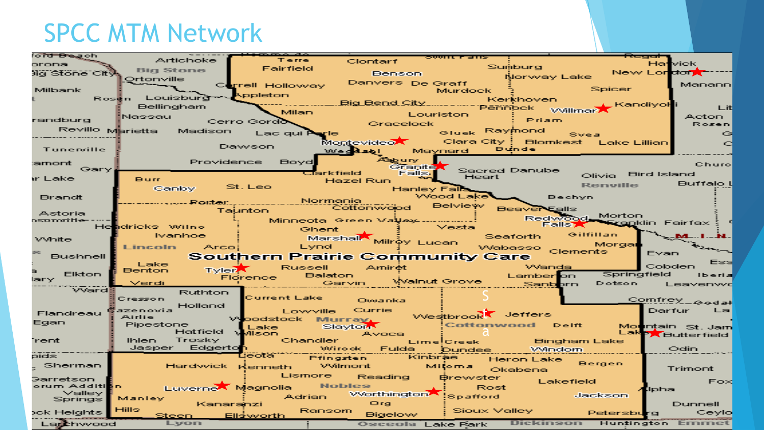# SPCC MTM Network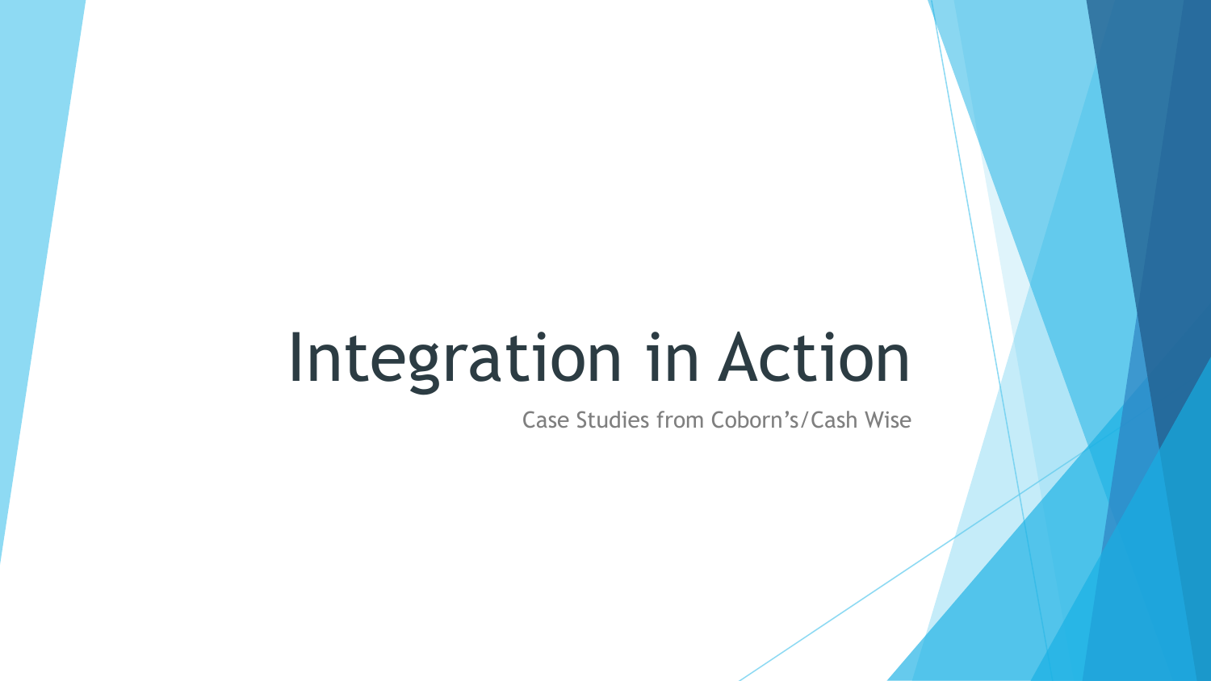# Integration in Action

Case Studies from Coborn's/Cash Wise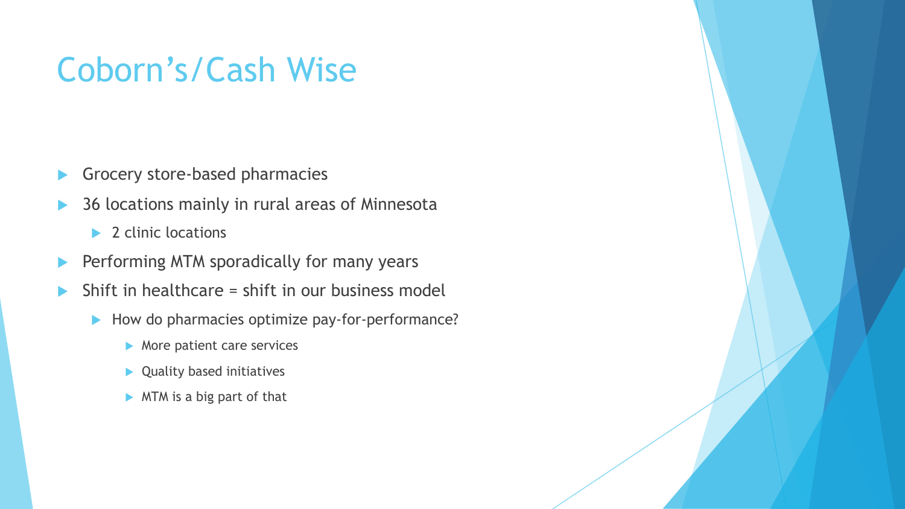# Coborn's/Cash Wise

- Grocery store-based pharmacies
- 36 locations mainly in rural areas of Minnesota
  - 2 clinic locations
- Performing MTM sporadically for many years
- Shift in healthcare = shift in our business model
  - How do pharmacies optimize pay-for-performance?
    - More patient care services
    - Quality based initiatives
    - MTM is a big part of that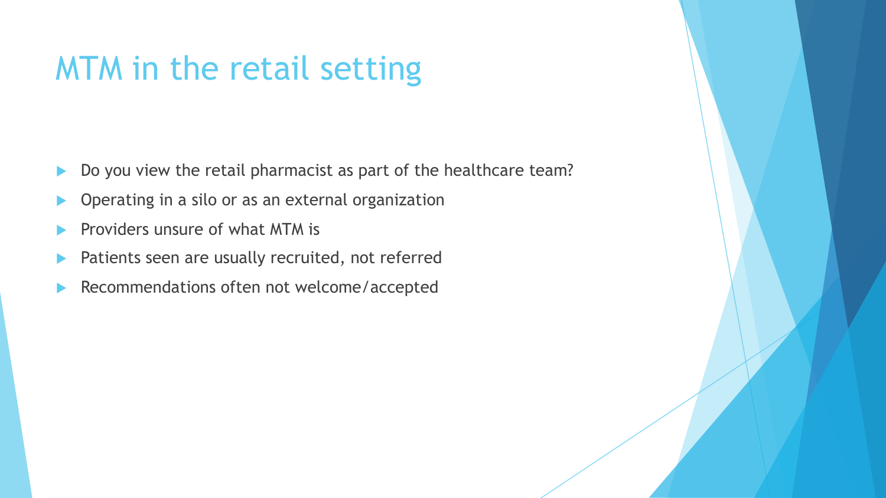# MTM in the retail setting

- Do you view the retail pharmacist as part of the healthcare team?
- Operating in a silo or as an external organization
- Providers unsure of what MTM is
- Patients seen are usually recruited, not referred
- Recommendations often not welcome/accepted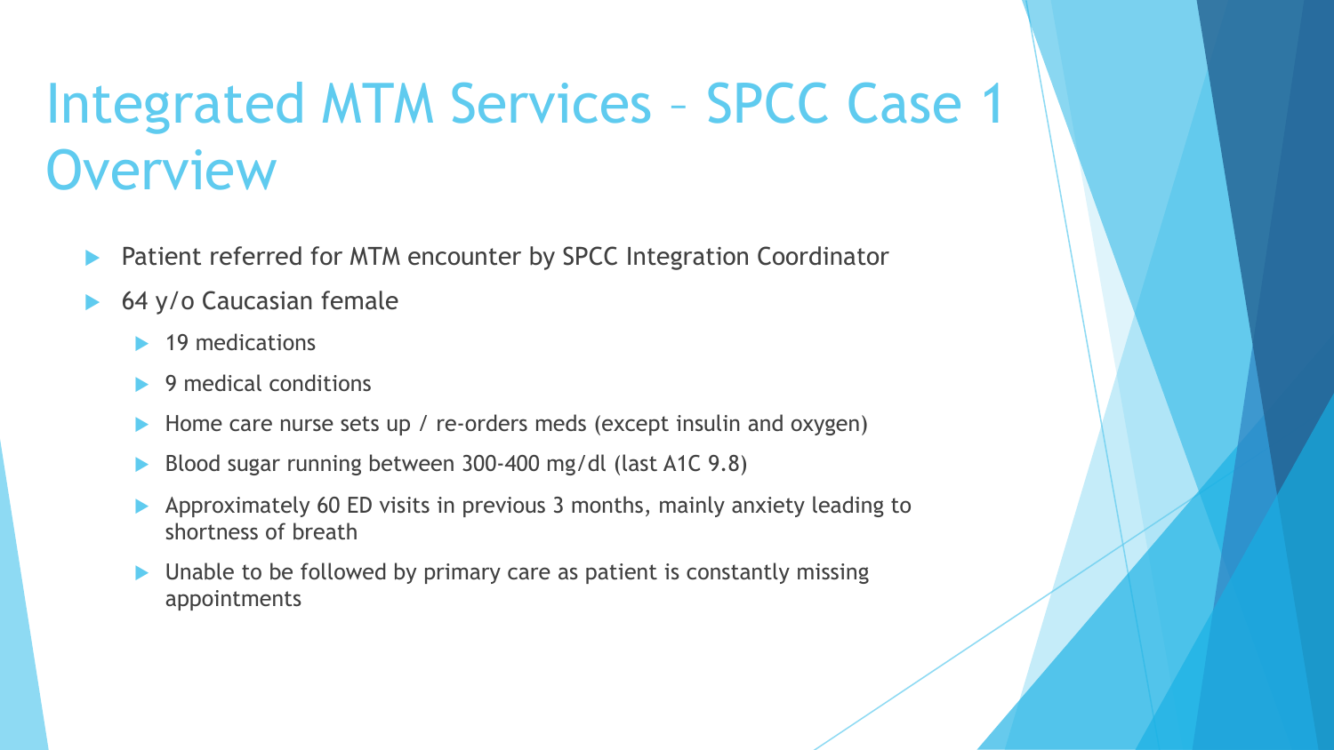# Integrated MTM Services – SPCC Case 1 Overview

- Patient referred for MTM encounter by SPCC Integration Coordinator
- 64 y/o Caucasian female
  - 19 medications
  - 9 medical conditions
  - Home care nurse sets up / re-orders meds (except insulin and oxygen)
  - Blood sugar running between 300-400 mg/dl (last A1C 9.8)
  - Approximately 60 ED visits in previous 3 months, mainly anxiety leading to shortness of breath
  - Unable to be followed by primary care as patient is constantly missing appointments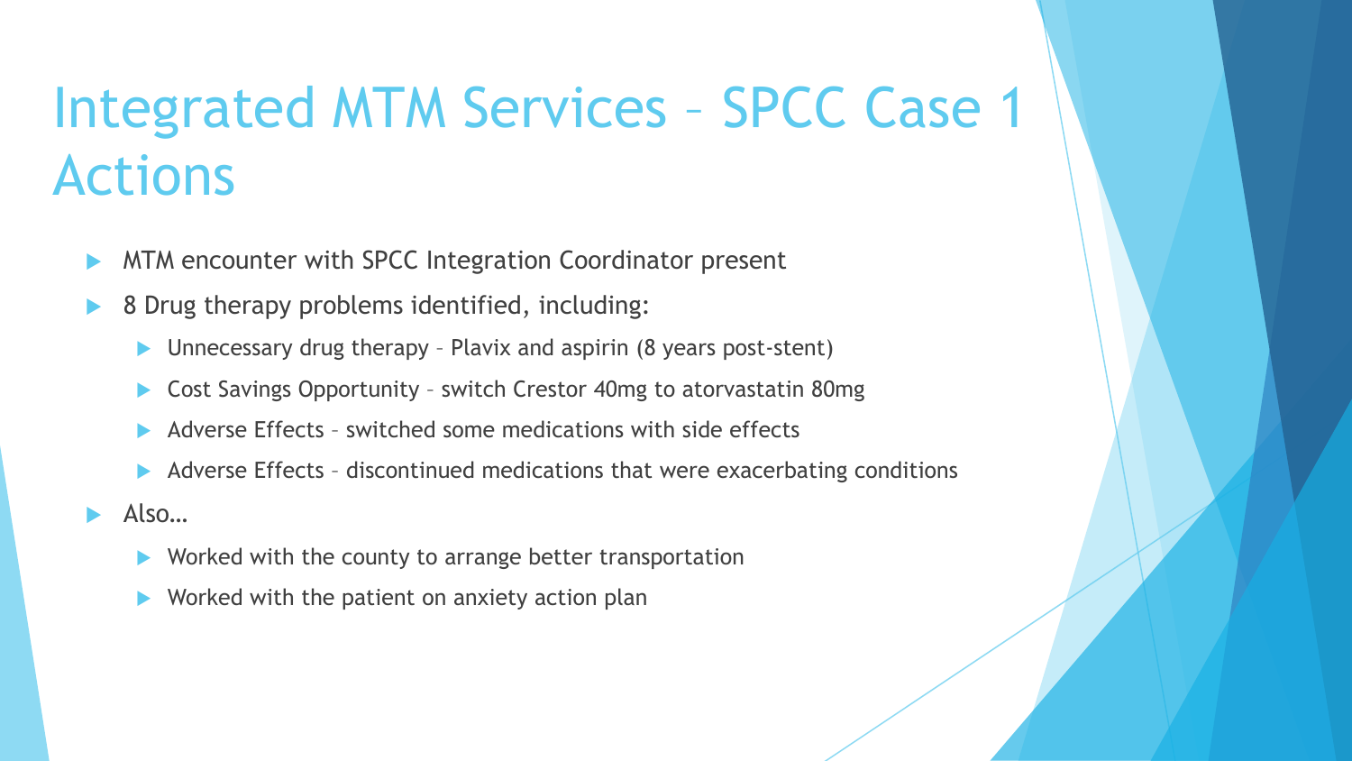# Integrated MTM Services – SPCC Case 1 Actions

- MTM encounter with SPCC Integration Coordinator present
- 8 Drug therapy problems identified, including:
  - Unnecessary drug therapy – Plavix and aspirin (8 years post-stent)
  - Cost Savings Opportunity – switch Crestor 40mg to atorvastatin 80mg
  - Adverse Effects – switched some medications with side effects
  - Adverse Effects – discontinued medications that were exacerbating conditions
- Also…
  - Worked with the county to arrange better transportation
  - Worked with the patient on anxiety action plan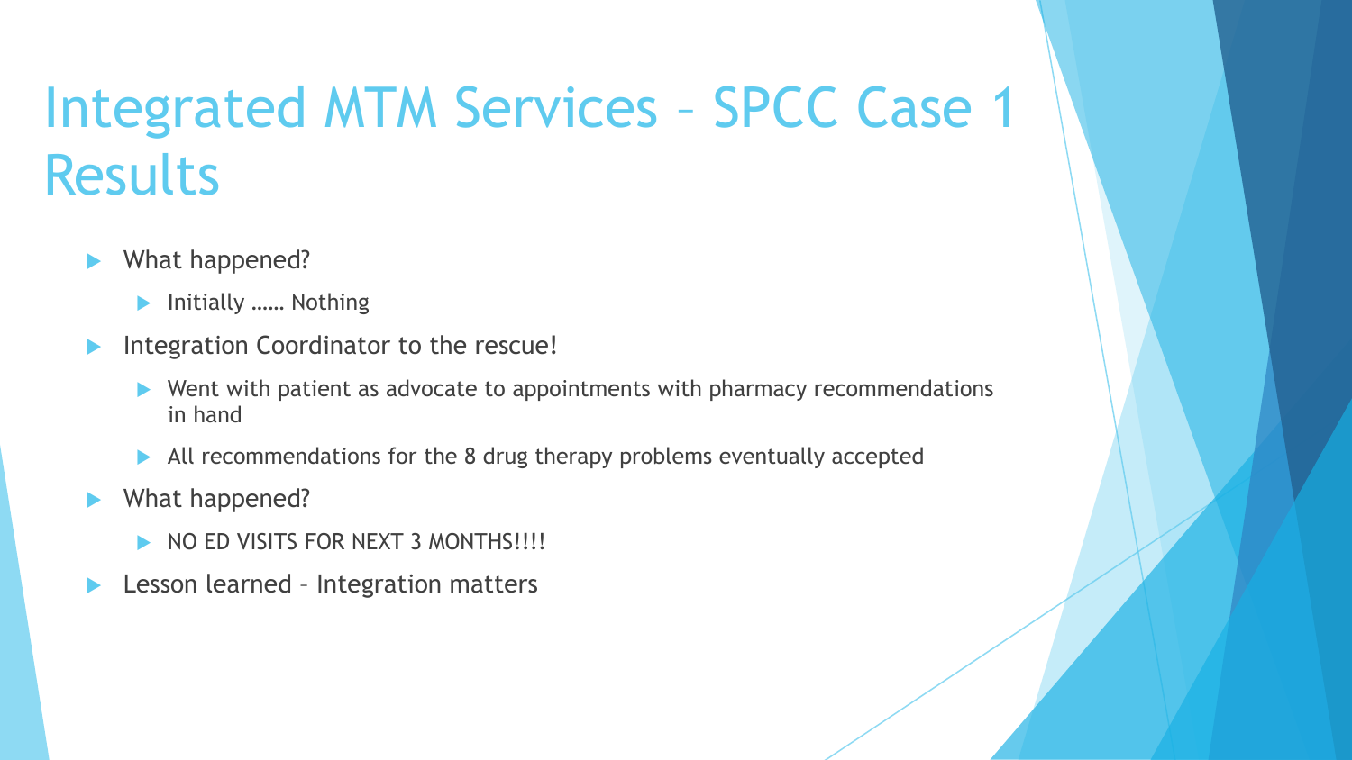# Integrated MTM Services – SPCC Case 1 Results

- What happened?
  - Initially …… Nothing
- Integration Coordinator to the rescue!
  - Went with patient as advocate to appointments with pharmacy recommendations in hand
  - All recommendations for the 8 drug therapy problems eventually accepted
- What happened?
  - NO ED VISITS FOR NEXT 3 MONTHS!!!!
- Lesson learned – Integration matters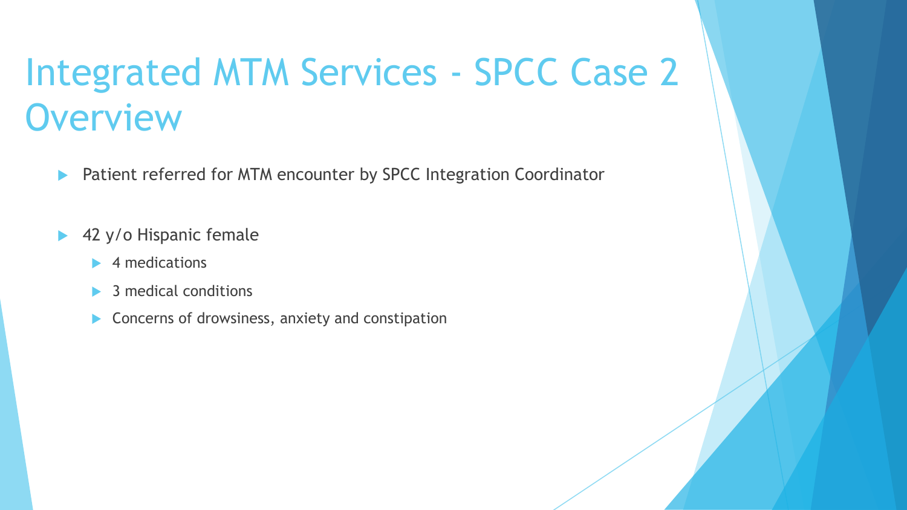# Integrated MTM Services - SPCC Case 2 Overview

- Patient referred for MTM encounter by SPCC Integration Coordinator

- 42 y/o Hispanic female
  - 4 medications
  - 3 medical conditions
  - Concerns of drowsiness, anxiety and constipation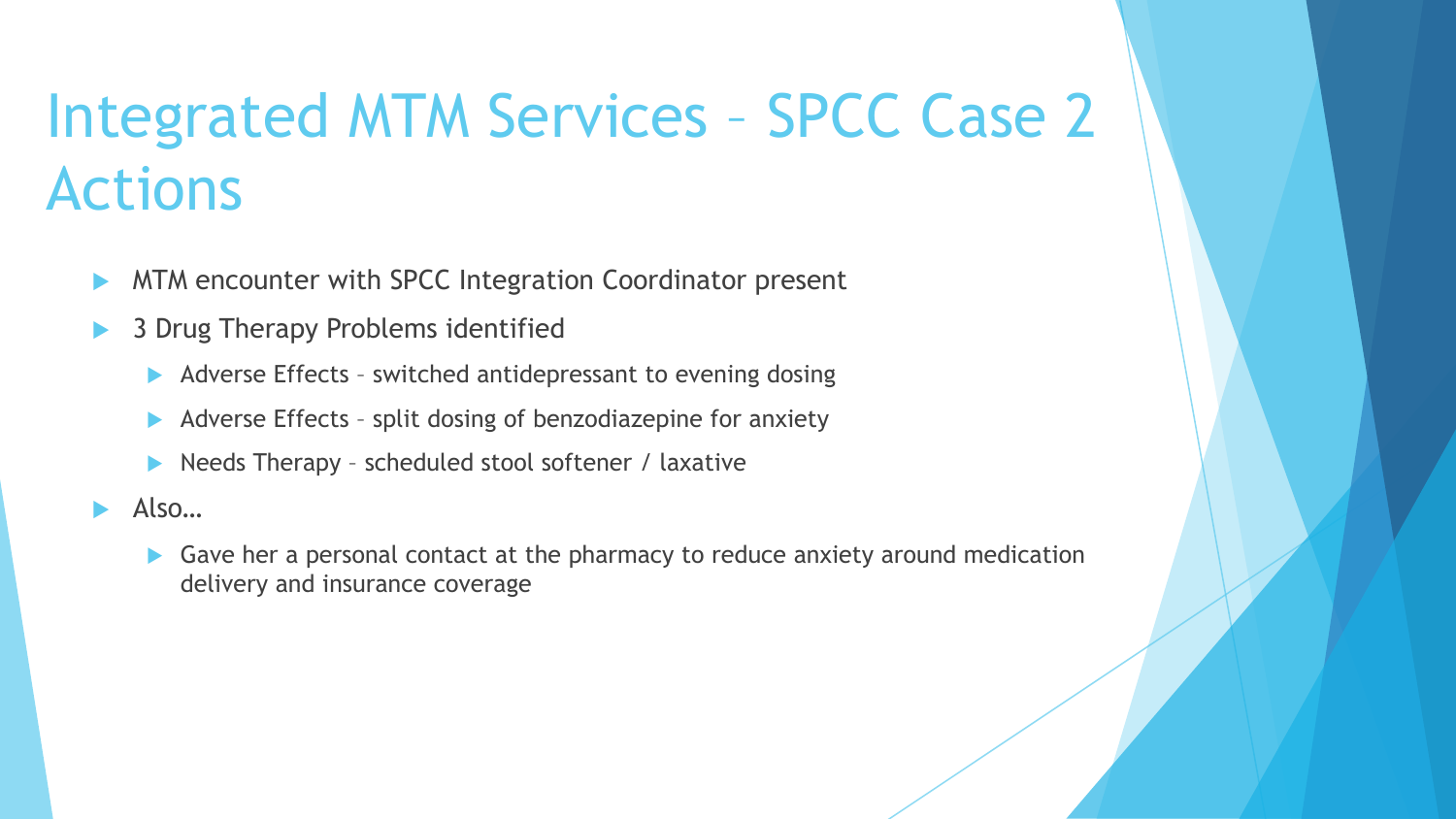# Integrated MTM Services – SPCC Case 2 Actions

- MTM encounter with SPCC Integration Coordinator present
- 3 Drug Therapy Problems identified
  - Adverse Effects – switched antidepressant to evening dosing
  - Adverse Effects – split dosing of benzodiazepine for anxiety
  - Needs Therapy – scheduled stool softener / laxative
- Also…
  - Gave her a personal contact at the pharmacy to reduce anxiety around medication delivery and insurance coverage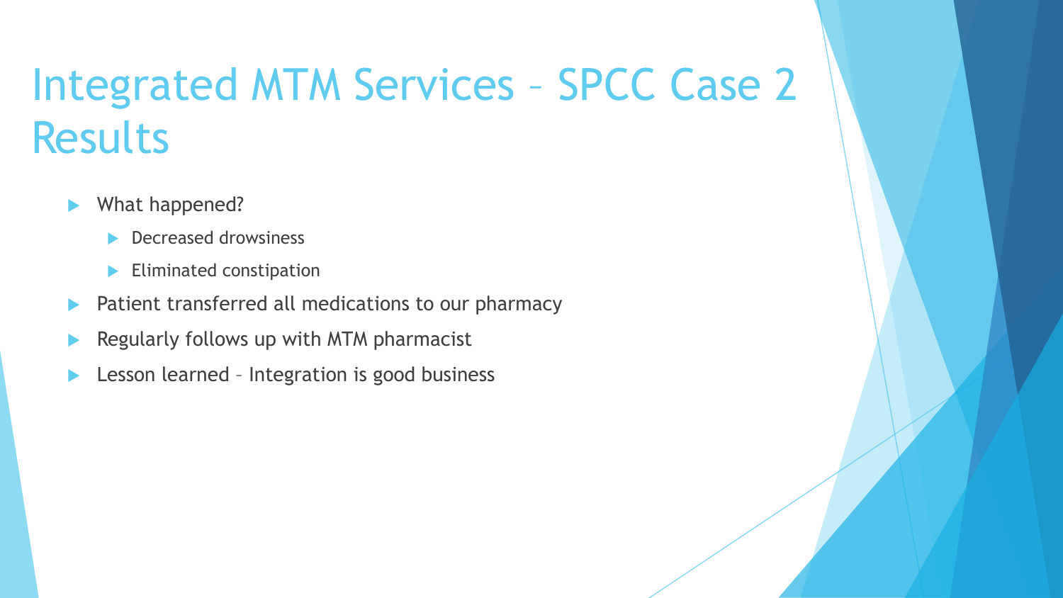# Integrated MTM Services – SPCC Case 2 Results

- What happened?
  - Decreased drowsiness
  - Eliminated constipation
- Patient transferred all medications to our pharmacy
- Regularly follows up with MTM pharmacist
- Lesson learned – Integration is good business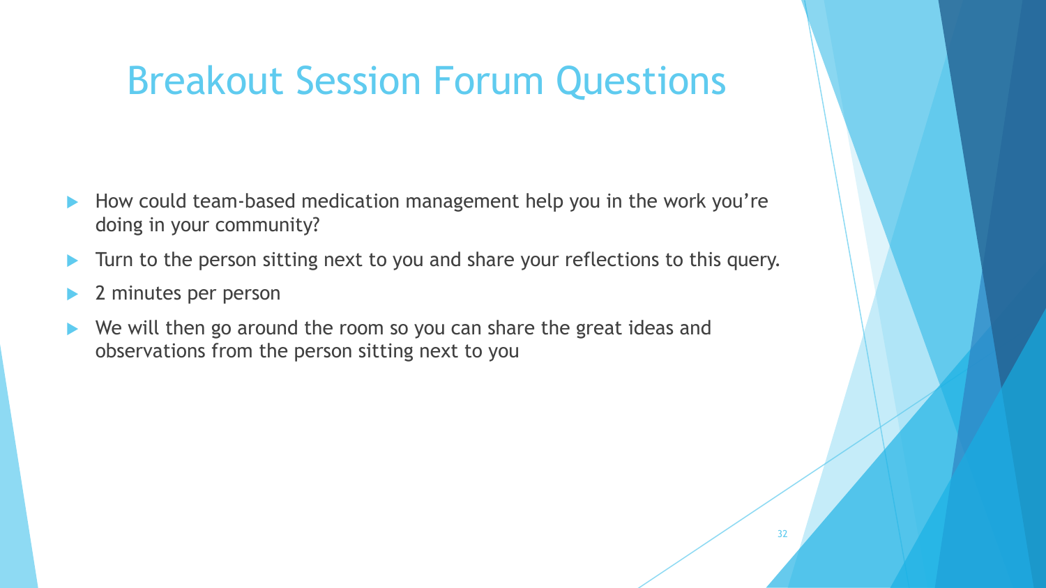# Breakout Session Forum Questions

- How could team-based medication management help you in the work you're doing in your community?
- Turn to the person sitting next to you and share your reflections to this query.
- 2 minutes per person
- We will then go around the room so you can share the great ideas and observations from the person sitting next to you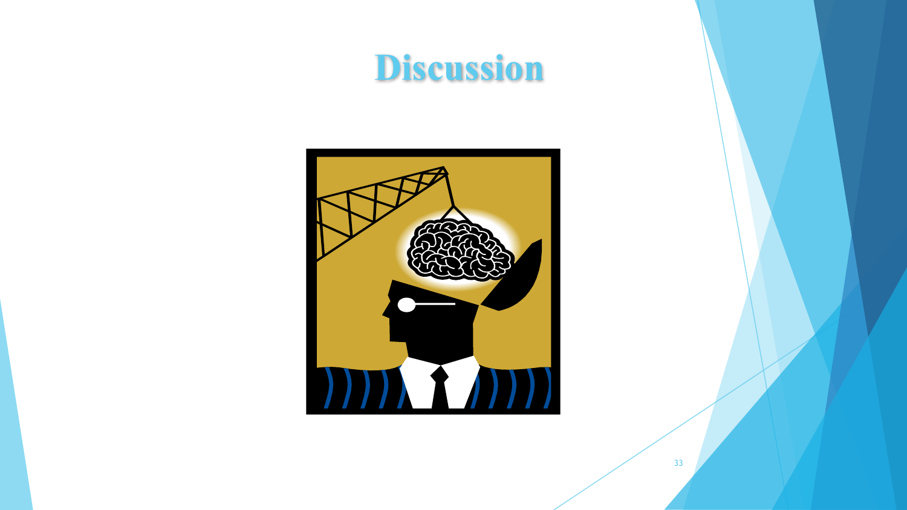# Discussion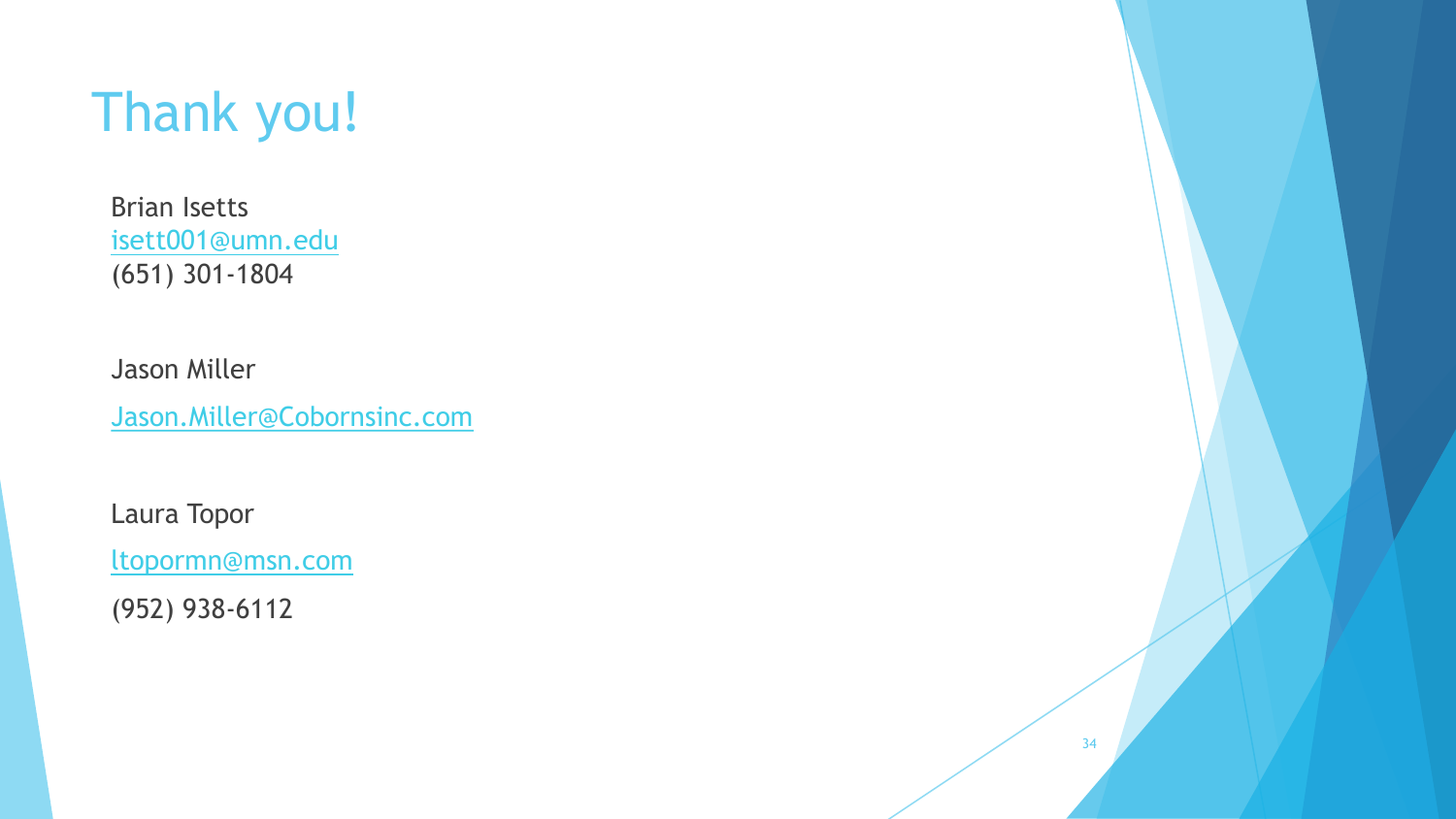# Thank you!

Brian Isetts
isett001@umn.edu
(651) 301-1804

Jason Miller

Jason.Miller@Cobornsinc.com

Laura Topor

ltopormn@msn.com

(952) 938-6112